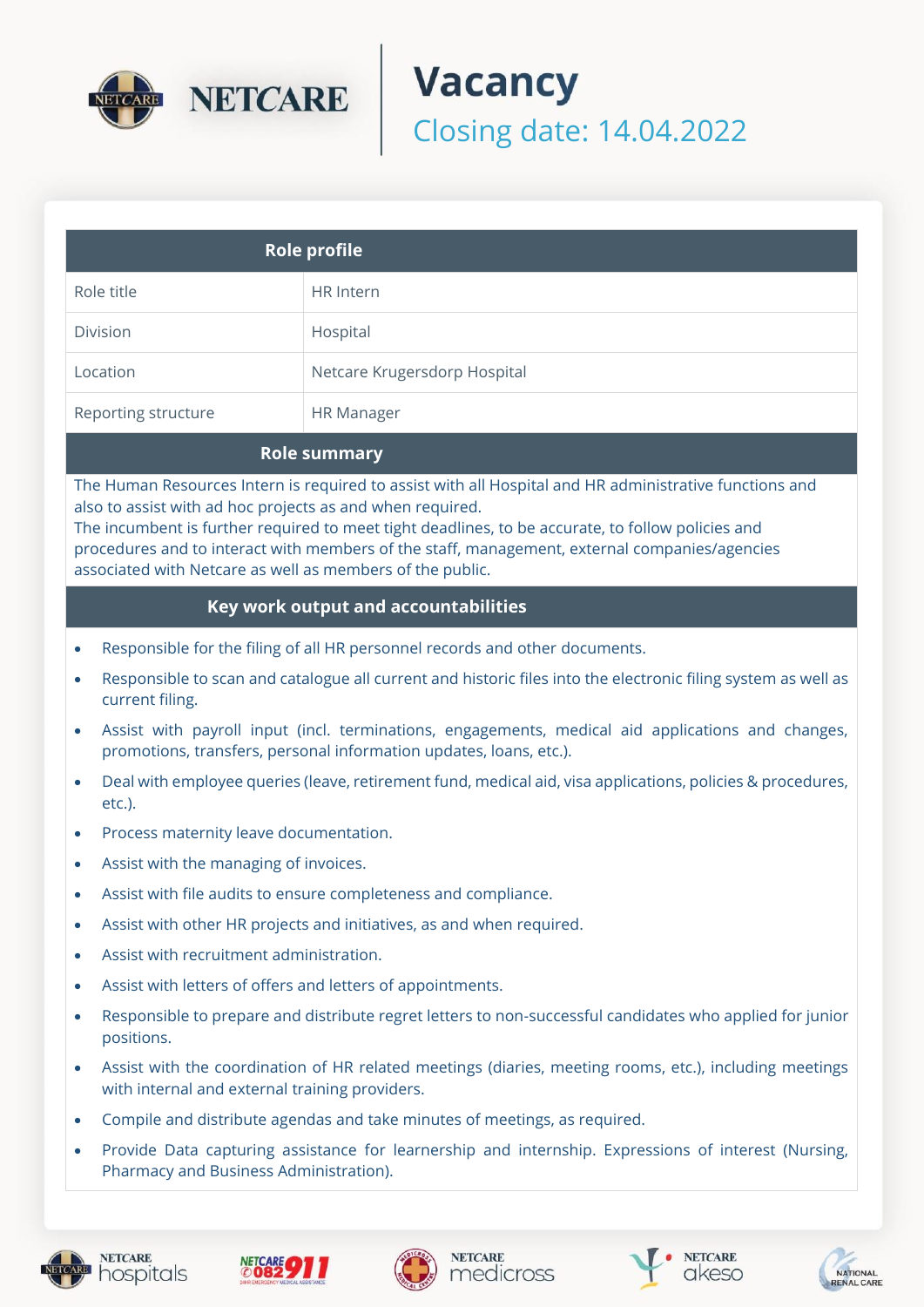# Vacancy

## Closing date: 14.04.2022

| Role profile | |
|---|---|
| Role title | HR Intern |
| Division | Hospital |
| Location | Netcare Krugersdorp Hospital |
| Reporting structure | HR Manager |

## Role summary

The Human Resources Intern is required to assist with all Hospital and HR administrative functions and also to assist with ad hoc projects as and when required.
The incumbent is further required to meet tight deadlines, to be accurate, to follow policies and procedures and to interact with members of the staff, management, external companies/agencies associated with Netcare as well as members of the public.

## Key work output and accountabilities

- Responsible for the filing of all HR personnel records and other documents.
- Responsible to scan and catalogue all current and historic files into the electronic filing system as well as current filing.
- Assist with payroll input (incl. terminations, engagements, medical aid applications and changes, promotions, transfers, personal information updates, loans, etc.).
- Deal with employee queries (leave, retirement fund, medical aid, visa applications, policies & procedures, etc.).
- Process maternity leave documentation.
- Assist with the managing of invoices.
- Assist with file audits to ensure completeness and compliance.
- Assist with other HR projects and initiatives, as and when required.
- Assist with recruitment administration.
- Assist with letters of offers and letters of appointments.
- Responsible to prepare and distribute regret letters to non-successful candidates who applied for junior positions.
- Assist with the coordination of HR related meetings (diaries, meeting rooms, etc.), including meetings with internal and external training providers.
- Compile and distribute agendas and take minutes of meetings, as required.
- Provide Data capturing assistance for learnership and internship. Expressions of interest (Nursing, Pharmacy and Business Administration).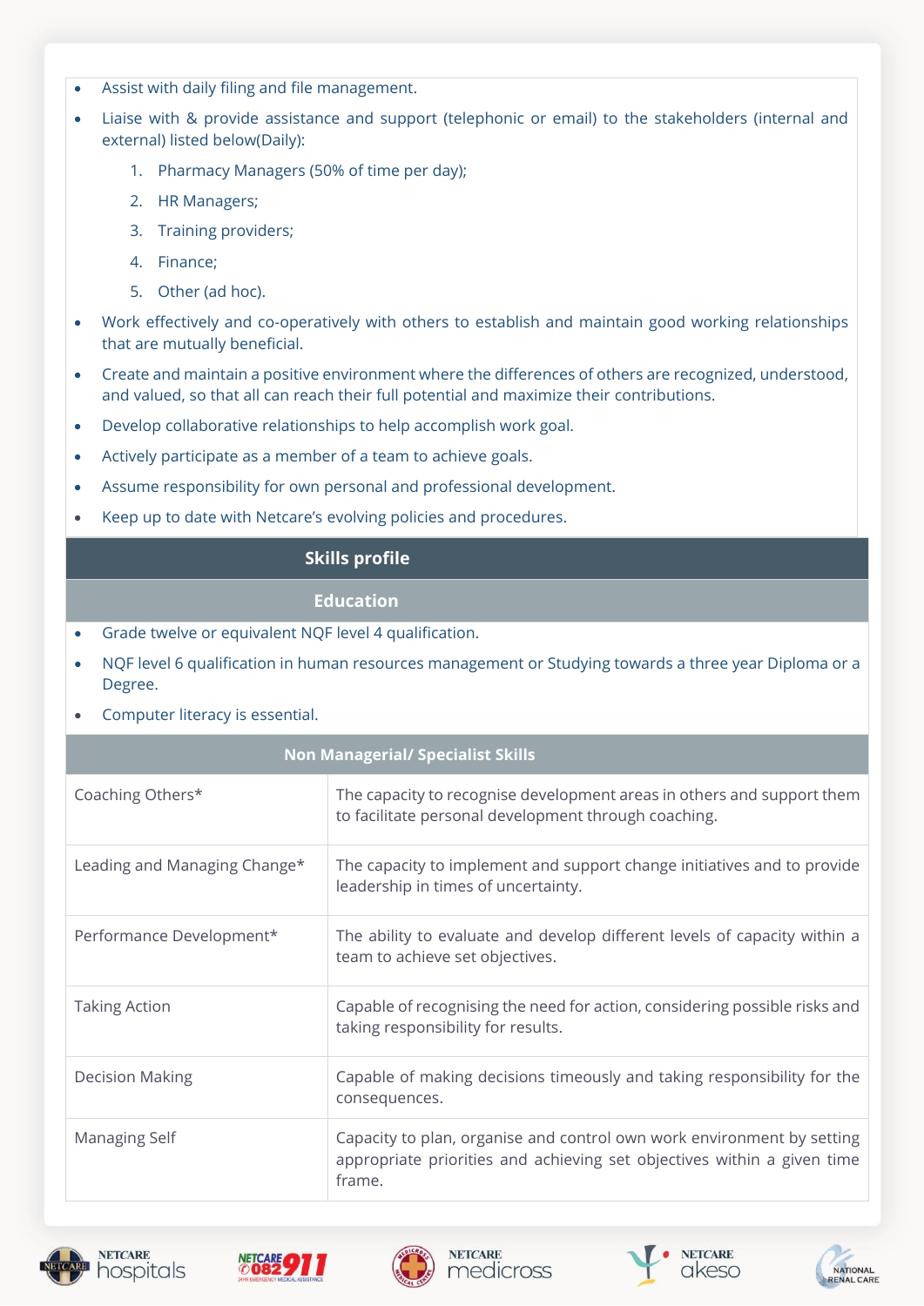- Assist with daily filing and file management.
- Liaise with & provide assistance and support (telephonic or email) to the stakeholders (internal and external) listed below(Daily):
    1. Pharmacy Managers (50% of time per day);
    2. HR Managers;
    3. Training providers;
    4. Finance;
    5. Other (ad hoc).
- Work effectively and co-operatively with others to establish and maintain good working relationships that are mutually beneficial.
- Create and maintain a positive environment where the differences of others are recognized, understood, and valued, so that all can reach their full potential and maximize their contributions.
- Develop collaborative relationships to help accomplish work goal.
- Actively participate as a member of a team to achieve goals.
- Assume responsibility for own personal and professional development.
- Keep up to date with Netcare's evolving policies and procedures.

## Skills profile

### Education

- Grade twelve or equivalent NQF level 4 qualification.
- NQF level 6 qualification in human resources management or Studying towards a three year Diploma or a Degree.
- Computer literacy is essential.

### Non Managerial/ Specialist Skills

| Skill | Description |
|---|---|
| Coaching Others* | The capacity to recognise development areas in others and support them to facilitate personal development through coaching. |
| Leading and Managing Change* | The capacity to implement and support change initiatives and to provide leadership in times of uncertainty. |
| Performance Development* | The ability to evaluate and develop different levels of capacity within a team to achieve set objectives. |
| Taking Action | Capable of recognising the need for action, considering possible risks and taking responsibility for results. |
| Decision Making | Capable of making decisions timeously and taking responsibility for the consequences. |
| Managing Self | Capacity to plan, organise and control own work environment by setting appropriate priorities and achieving set objectives within a given time frame. |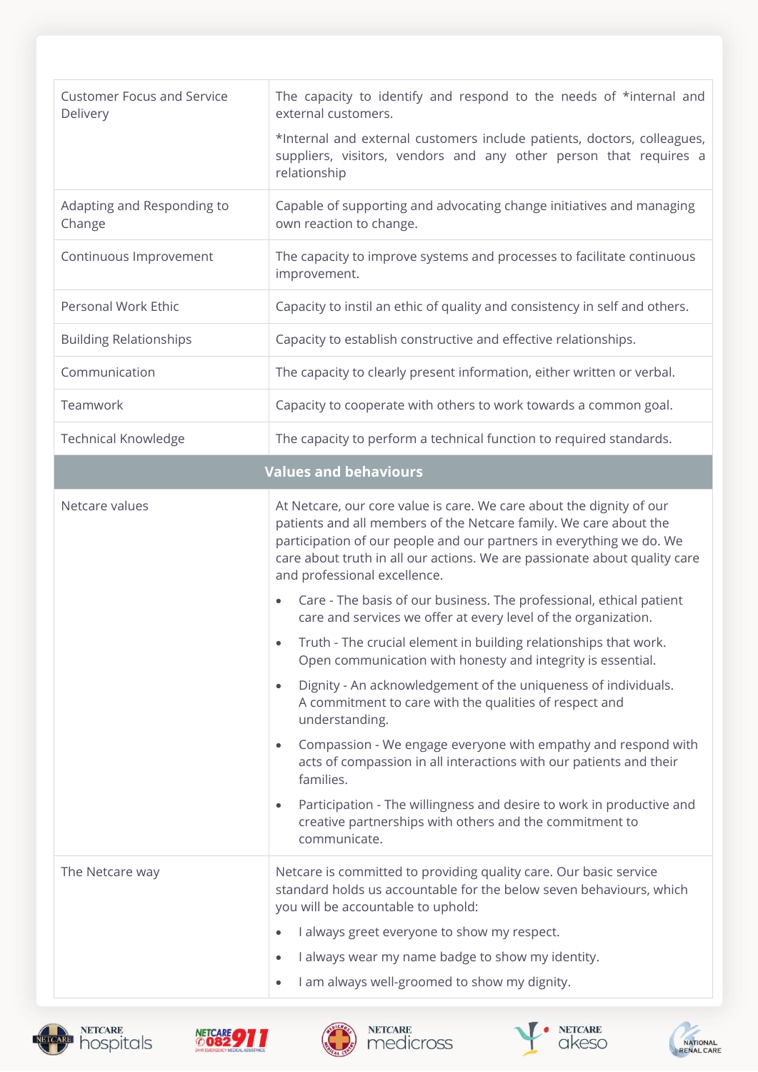| | |
|---|---|
| Customer Focus and Service Delivery | The capacity to identify and respond to the needs of *internal and external customers.<br><br>*Internal and external customers include patients, doctors, colleagues, suppliers, visitors, vendors and any other person that requires a relationship |
| Adapting and Responding to Change | Capable of supporting and advocating change initiatives and managing own reaction to change. |
| Continuous Improvement | The capacity to improve systems and processes to facilitate continuous improvement. |
| Personal Work Ethic | Capacity to instil an ethic of quality and consistency in self and others. |
| Building Relationships | Capacity to establish constructive and effective relationships. |
| Communication | The capacity to clearly present information, either written or verbal. |
| Teamwork | Capacity to cooperate with others to work towards a common goal. |
| Technical Knowledge | The capacity to perform a technical function to required standards. |
| **Values and behaviours** | |
| Netcare values | At Netcare, our core value is care. We care about the dignity of our patients and all members of the Netcare family. We care about the participation of our people and our partners in everything we do. We care about truth in all our actions. We are passionate about quality care and professional excellence.<br><br>• Care - The basis of our business. The professional, ethical patient care and services we offer at every level of the organization.<br>• Truth - The crucial element in building relationships that work. Open communication with honesty and integrity is essential.<br>• Dignity - An acknowledgement of the uniqueness of individuals. A commitment to care with the qualities of respect and understanding.<br>• Compassion - We engage everyone with empathy and respond with acts of compassion in all interactions with our patients and their families.<br>• Participation - The willingness and desire to work in productive and creative partnerships with others and the commitment to communicate. |
| The Netcare way | Netcare is committed to providing quality care. Our basic service standard holds us accountable for the below seven behaviours, which you will be accountable to uphold:<br><br>• I always greet everyone to show my respect.<br>• I always wear my name badge to show my identity.<br>• I am always well-groomed to show my dignity. |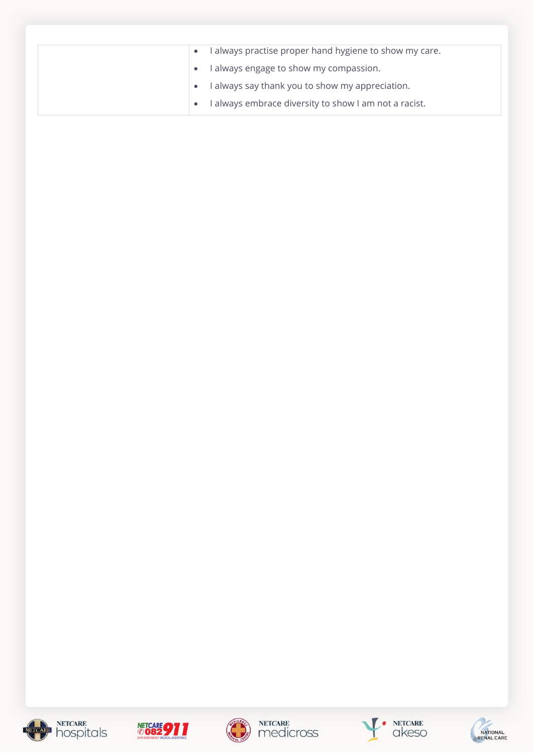| | |
|---|---|
| | • I always practise proper hand hygiene to show my care.<br>• I always engage to show my compassion.<br>• I always say thank you to show my appreciation.<br>• I always embrace diversity to show I am not a racist. |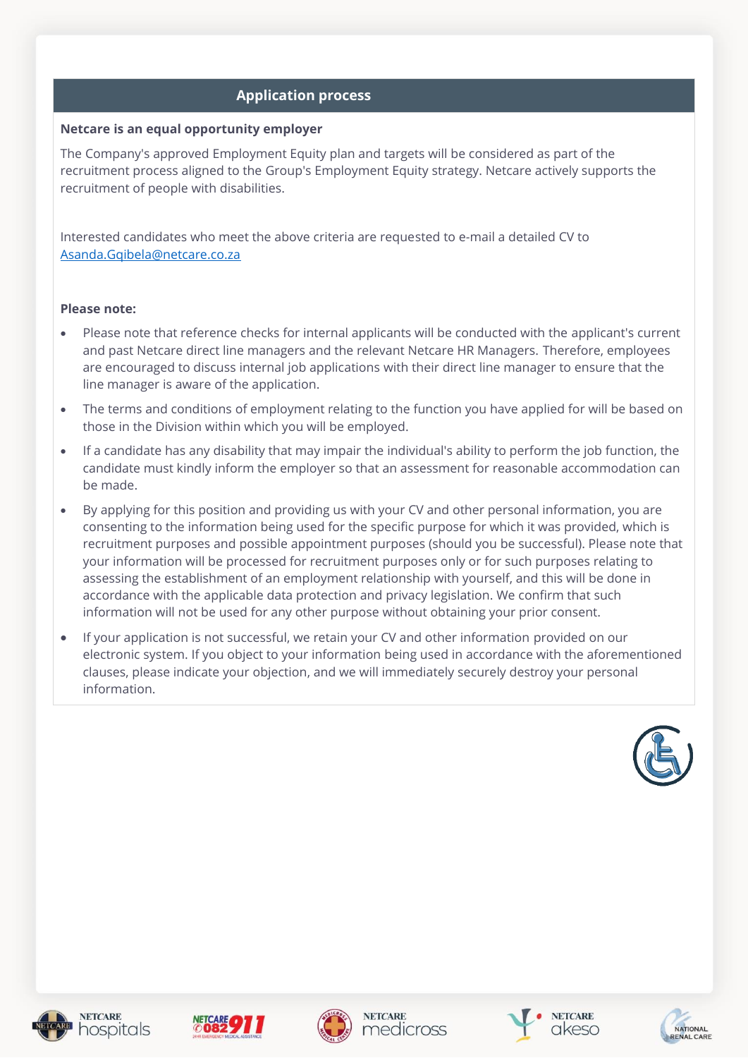## Application process

**Netcare is an equal opportunity employer**

The Company's approved Employment Equity plan and targets will be considered as part of the recruitment process aligned to the Group's Employment Equity strategy. Netcare actively supports the recruitment of people with disabilities.

Interested candidates who meet the above criteria are requested to e-mail a detailed CV to Asanda.Gqibela@netcare.co.za

**Please note:**

- Please note that reference checks for internal applicants will be conducted with the applicant's current and past Netcare direct line managers and the relevant Netcare HR Managers. Therefore, employees are encouraged to discuss internal job applications with their direct line manager to ensure that the line manager is aware of the application.
- The terms and conditions of employment relating to the function you have applied for will be based on those in the Division within which you will be employed.
- If a candidate has any disability that may impair the individual's ability to perform the job function, the candidate must kindly inform the employer so that an assessment for reasonable accommodation can be made.
- By applying for this position and providing us with your CV and other personal information, you are consenting to the information being used for the specific purpose for which it was provided, which is recruitment purposes and possible appointment purposes (should you be successful). Please note that your information will be processed for recruitment purposes only or for such purposes relating to assessing the establishment of an employment relationship with yourself, and this will be done in accordance with the applicable data protection and privacy legislation. We confirm that such information will not be used for any other purpose without obtaining your prior consent.
- If your application is not successful, we retain your CV and other information provided on our electronic system. If you object to your information being used in accordance with the aforementioned clauses, please indicate your objection, and we will immediately securely destroy your personal information.